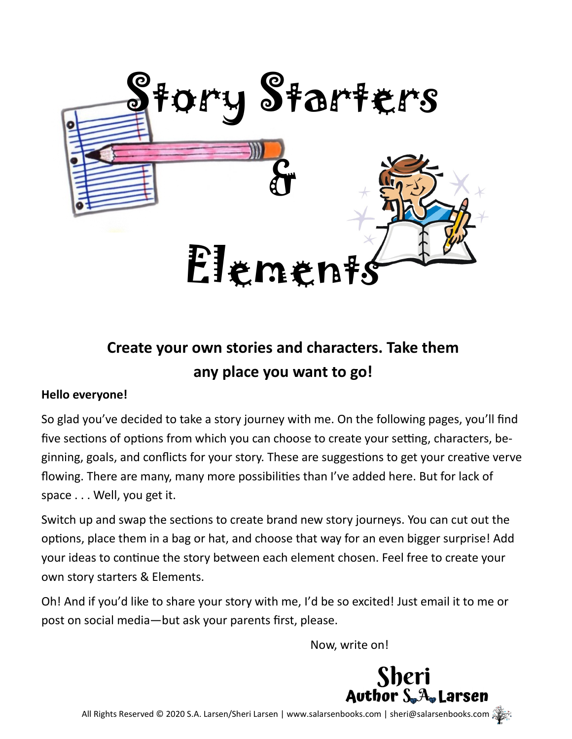# Story Starters & Elements

**Create your own stories and characters. Take them any place you want to go!**

**Hello everyone!**

So glad you've decided to take a story journey with me. On the following pages, you'll find five sections of options from which you can choose to create your setting, characters, beginning, goals, and conflicts for your story. These are suggestions to get your creative verve flowing. There are many, many more possibilities than I've added here. But for lack of space . . . Well, you get it.

Switch up and swap the sections to create brand new story journeys. You can cut out the options, place them in a bag or hat, and choose that way for an even bigger surprise! Add your ideas to continue the story between each element chosen. Feel free to create your own story starters & Elements.

Oh! And if you'd like to share your story with me, I'd be so excited! Just email it to me or post on social media—but ask your parents first, please.

Now, write on!

Sheri
Author S.A. Larsen

All Rights Reserved © 2020 S.A. Larsen/Sheri Larsen | www.salarsenbooks.com | sheri@salarsenbooks.com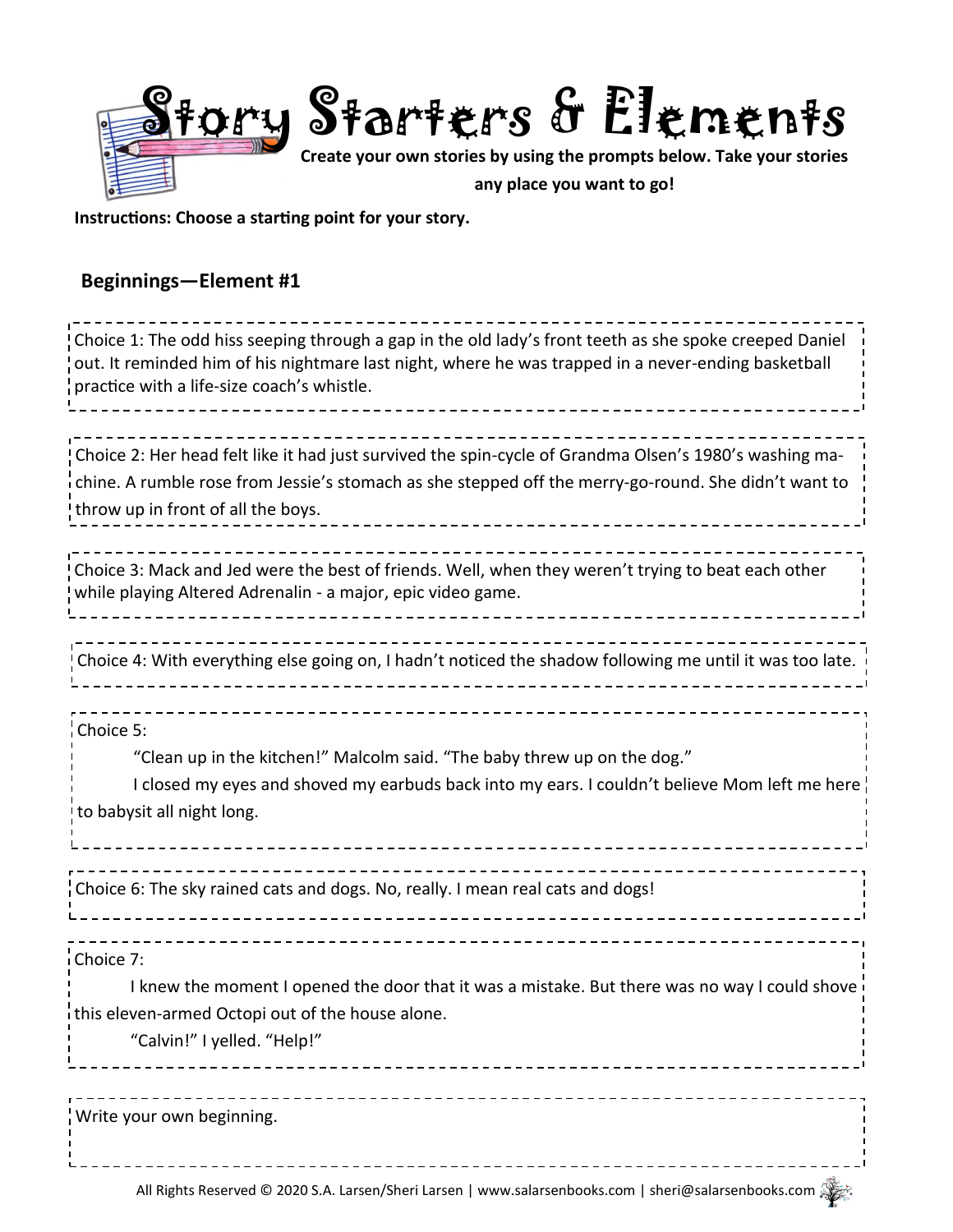# Story Starters & Elements

**Create your own stories by using the prompts below. Take your stories any place you want to go!**

**Instructions: Choose a starting point for your story.**

## Beginnings—Element #1

Choice 1: The odd hiss seeping through a gap in the old lady's front teeth as she spoke creeped Daniel out. It reminded him of his nightmare last night, where he was trapped in a never-ending basketball practice with a life-size coach's whistle.

Choice 2: Her head felt like it had just survived the spin-cycle of Grandma Olsen's 1980's washing machine. A rumble rose from Jessie's stomach as she stepped off the merry-go-round. She didn't want to throw up in front of all the boys.

Choice 3: Mack and Jed were the best of friends. Well, when they weren't trying to beat each other while playing Altered Adrenalin - a major, epic video game.

Choice 4: With everything else going on, I hadn't noticed the shadow following me until it was too late.

Choice 5:

"Clean up in the kitchen!" Malcolm said. "The baby threw up on the dog."

I closed my eyes and shoved my earbuds back into my ears. I couldn't believe Mom left me here to babysit all night long.

Choice 6: The sky rained cats and dogs. No, really. I mean real cats and dogs!

Choice 7:

I knew the moment I opened the door that it was a mistake. But there was no way I could shove this eleven-armed Octopi out of the house alone.

"Calvin!" I yelled. "Help!"

Write your own beginning.

All Rights Reserved © 2020 S.A. Larsen/Sheri Larsen | www.salarsenbooks.com | sheri@salarsenbooks.com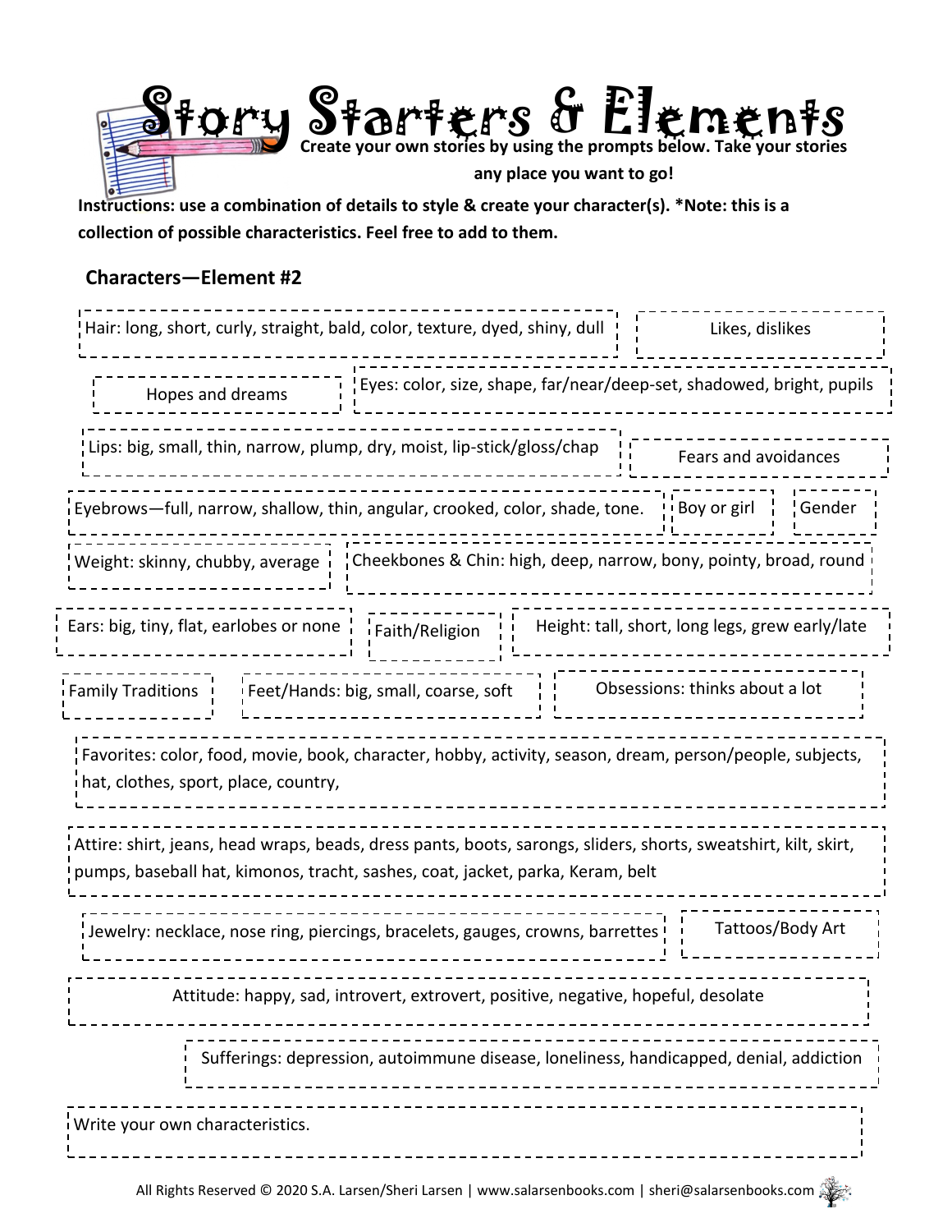# Story Starters & Elements

**Create your own stories by using the prompts below. Take your stories any place you want to go!**

**Instructions: use a combination of details to style & create your character(s). *Note: this is a collection of possible characteristics. Feel free to add to them.**

## Characters—Element #2

- Hair: long, short, curly, straight, bald, color, texture, dyed, shiny, dull
- Likes, dislikes
- Hopes and dreams
- Eyes: color, size, shape, far/near/deep-set, shadowed, bright, pupils
- Lips: big, small, thin, narrow, plump, dry, moist, lip-stick/gloss/chap
- Fears and avoidances
- Eyebrows—full, narrow, shallow, thin, angular, crooked, color, shade, tone.
- Boy or girl
- Gender
- Weight: skinny, chubby, average
- Cheekbones & Chin: high, deep, narrow, bony, pointy, broad, round
- Ears: big, tiny, flat, earlobes or none
- Faith/Religion
- Height: tall, short, long legs, grew early/late
- Family Traditions
- Feet/Hands: big, small, coarse, soft
- Obsessions: thinks about a lot
- Favorites: color, food, movie, book, character, hobby, activity, season, dream, person/people, subjects, hat, clothes, sport, place, country,
- Attire: shirt, jeans, head wraps, beads, dress pants, boots, sarongs, sliders, shorts, sweatshirt, kilt, skirt, pumps, baseball hat, kimonos, tracht, sashes, coat, jacket, parka, Keram, belt
- Jewelry: necklace, nose ring, piercings, bracelets, gauges, crowns, barrettes
- Tattoos/Body Art
- Attitude: happy, sad, introvert, extrovert, positive, negative, hopeful, desolate
- Sufferings: depression, autoimmune disease, loneliness, handicapped, denial, addiction
- Write your own characteristics.

All Rights Reserved © 2020 S.A. Larsen/Sheri Larsen | www.salarsenbooks.com | sheri@salarsenbooks.com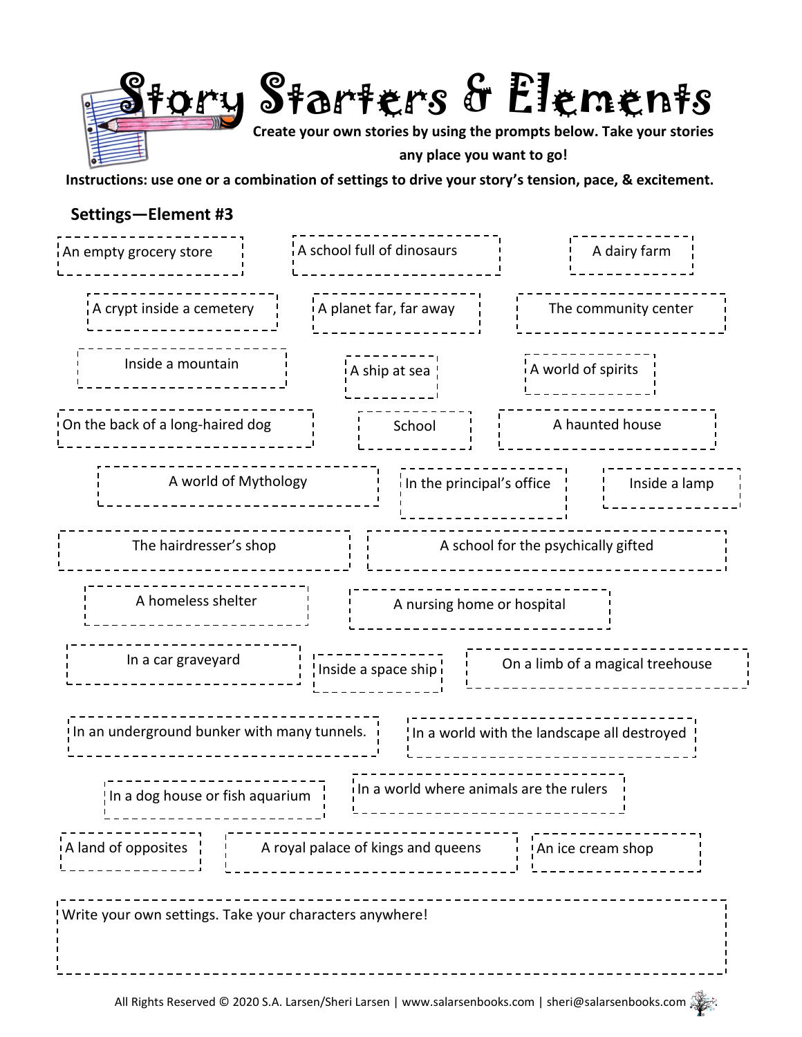# Story Starters & Elements

**Create your own stories by using the prompts below. Take your stories any place you want to go!**

**Instructions: use one or a combination of settings to drive your story's tension, pace, & excitement.**

## Settings—Element #3

- An empty grocery store
- A school full of dinosaurs
- A dairy farm
- A crypt inside a cemetery
- A planet far, far away
- The community center
- Inside a mountain
- A ship at sea
- A world of spirits
- On the back of a long-haired dog
- School
- A haunted house
- A world of Mythology
- In the principal's office
- Inside a lamp
- The hairdresser's shop
- A school for the psychically gifted
- A homeless shelter
- A nursing home or hospital
- In a car graveyard
- Inside a space ship
- On a limb of a magical treehouse
- In an underground bunker with many tunnels.
- In a world with the landscape all destroyed
- In a dog house or fish aquarium
- In a world where animals are the rulers
- A land of opposites
- A royal palace of kings and queens
- An ice cream shop

Write your own settings. Take your characters anywhere!

All Rights Reserved © 2020 S.A. Larsen/Sheri Larsen | www.salarsenbooks.com | sheri@salarsenbooks.com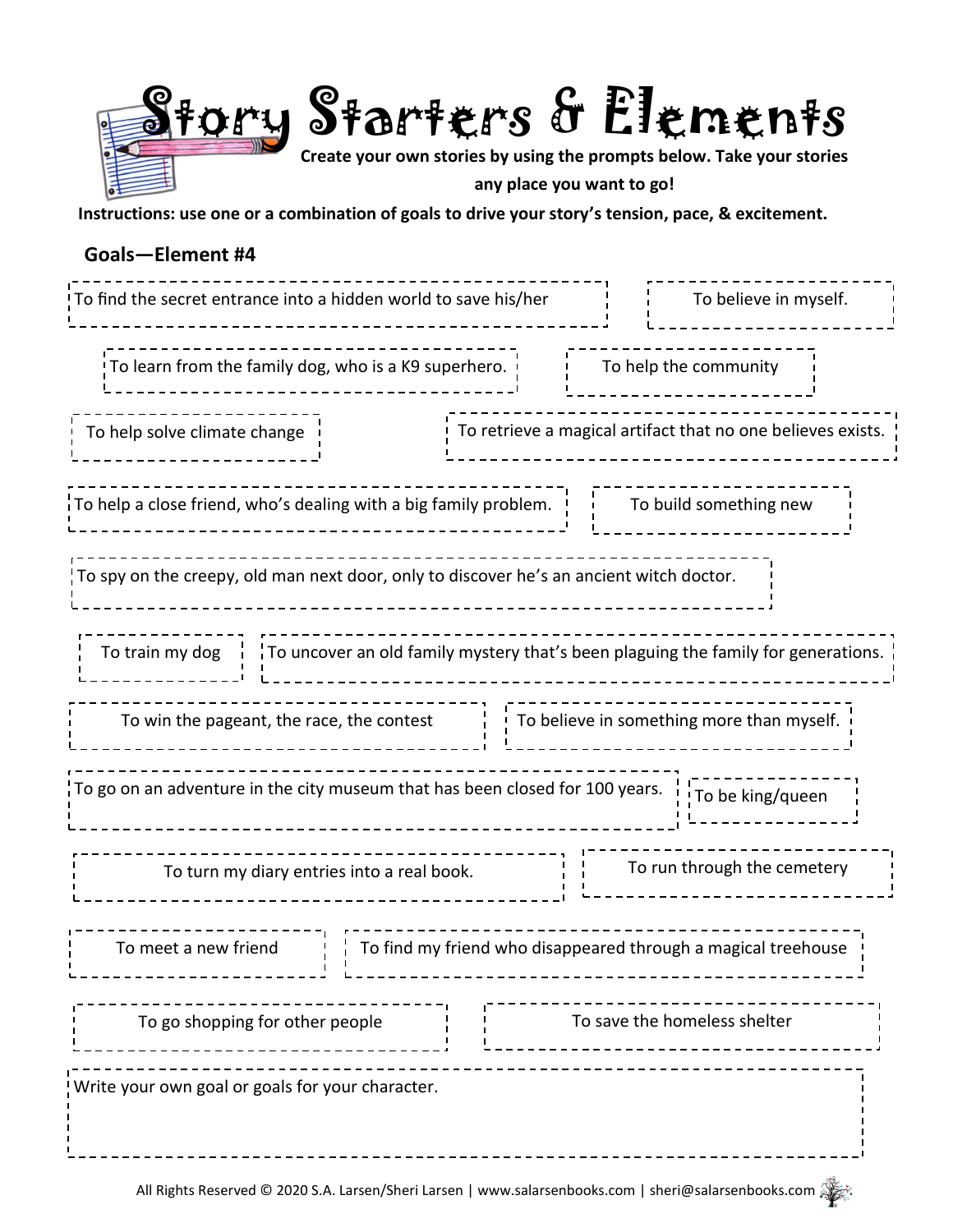# Story Starters & Elements

**Create your own stories by using the prompts below. Take your stories any place you want to go!**

**Instructions: use one or a combination of goals to drive your story's tension, pace, & excitement.**

## Goals—Element #4

- To find the secret entrance into a hidden world to save his/her
- To believe in myself.
- To learn from the family dog, who is a K9 superhero.
- To help the community
- To help solve climate change
- To retrieve a magical artifact that no one believes exists.
- To help a close friend, who's dealing with a big family problem.
- To build something new
- To spy on the creepy, old man next door, only to discover he's an ancient witch doctor.
- To train my dog
- To uncover an old family mystery that's been plaguing the family for generations.
- To win the pageant, the race, the contest
- To believe in something more than myself.
- To go on an adventure in the city museum that has been closed for 100 years.
- To be king/queen
- To turn my diary entries into a real book.
- To run through the cemetery
- To meet a new friend
- To find my friend who disappeared through a magical treehouse
- To go shopping for other people
- To save the homeless shelter
- Write your own goal or goals for your character.

All Rights Reserved © 2020 S.A. Larsen/Sheri Larsen | www.salarsenbooks.com | sheri@salarsenbooks.com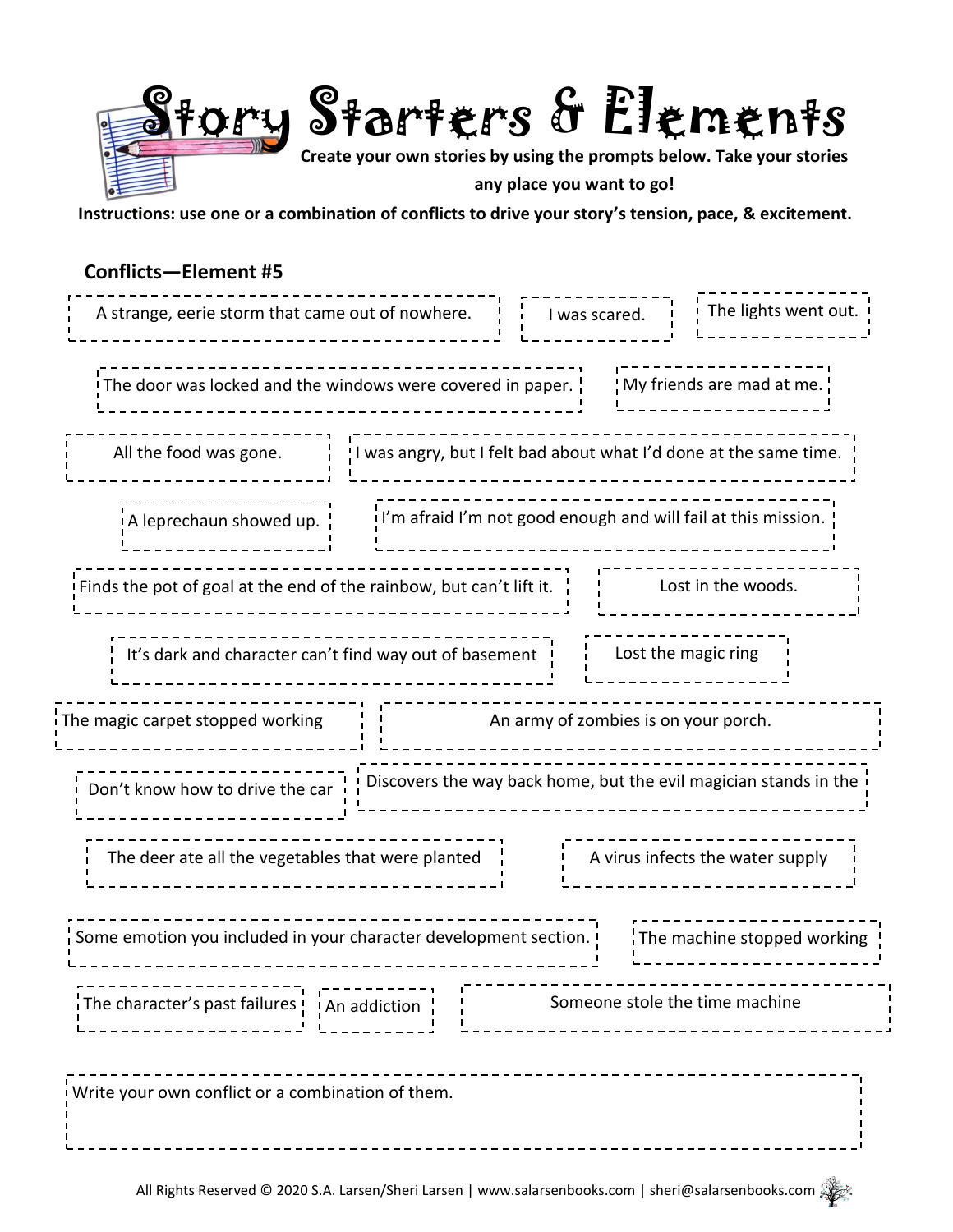# Story Starters & Elements

**Create your own stories by using the prompts below. Take your stories any place you want to go!**

**Instructions: use one or a combination of conflicts to drive your story's tension, pace, & excitement.**

## Conflicts—Element #5

- A strange, eerie storm that came out of nowhere.
- I was scared.
- The lights went out.
- The door was locked and the windows were covered in paper.
- My friends are mad at me.
- All the food was gone.
- I was angry, but I felt bad about what I'd done at the same time.
- A leprechaun showed up.
- I'm afraid I'm not good enough and will fail at this mission.
- Finds the pot of goal at the end of the rainbow, but can't lift it.
- Lost in the woods.
- It's dark and character can't find way out of basement
- Lost the magic ring
- The magic carpet stopped working
- An army of zombies is on your porch.
- Don't know how to drive the car
- Discovers the way back home, but the evil magician stands in the
- The deer ate all the vegetables that were planted
- A virus infects the water supply
- Some emotion you included in your character development section.
- The machine stopped working
- The character's past failures
- An addiction
- Someone stole the time machine

Write your own conflict or a combination of them.

All Rights Reserved © 2020 S.A. Larsen/Sheri Larsen | www.salarsenbooks.com | sheri@salarsenbooks.com